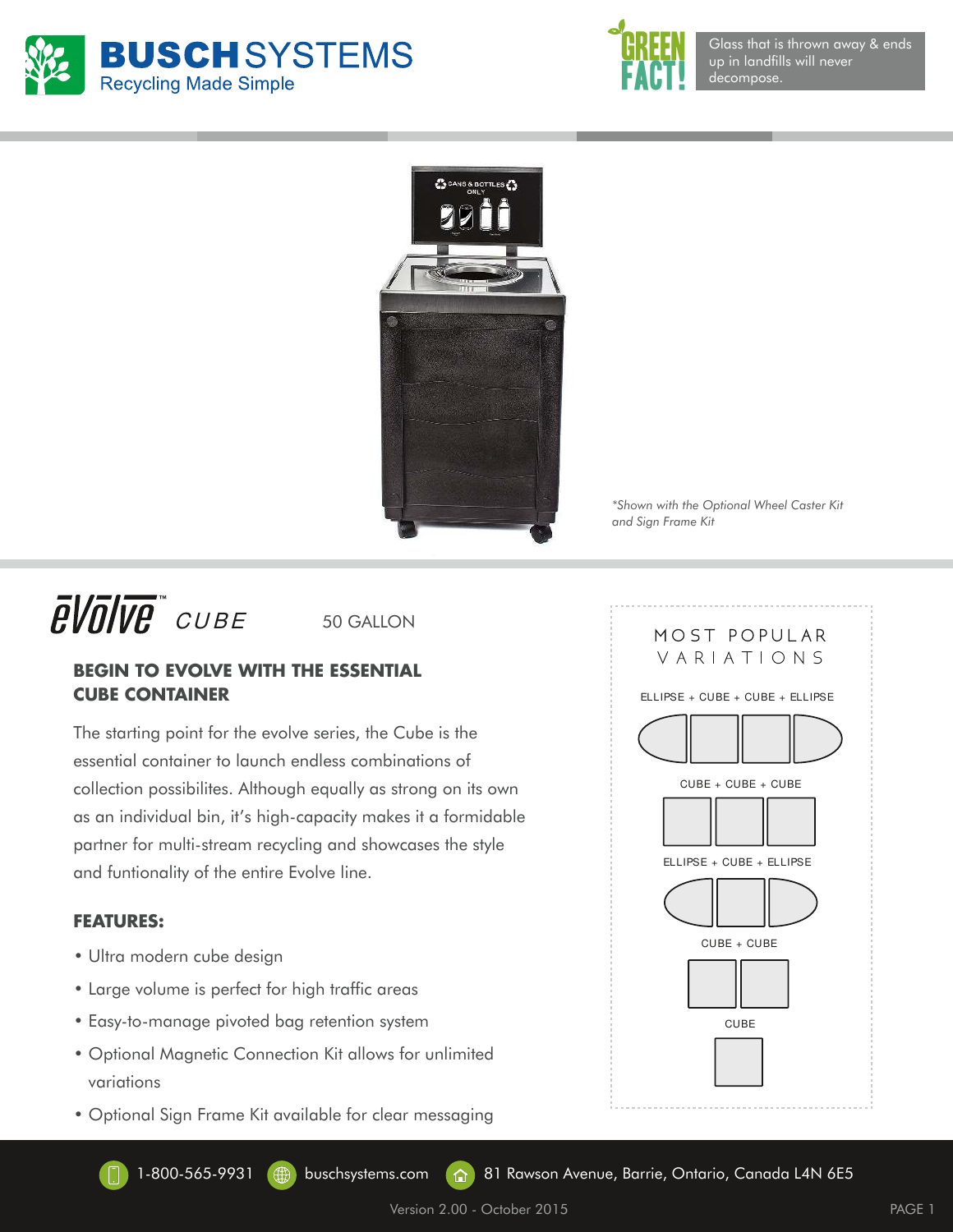**BUSCH SYSTEMS**
Recycling Made Simple

**GREEN FACT!** Glass that is thrown away & ends up in landfills will never decompose.

*\*Shown with the Optional Wheel Caster Kit and Sign Frame Kit*

# eVolve™ CUBE

50 GALLON

## BEGIN TO EVOLVE WITH THE ESSENTIAL CUBE CONTAINER

The starting point for the evolve series, the Cube is the essential container to launch endless combinations of collection possibilites. Although equally as strong on its own as an individual bin, it's high-capacity makes it a formidable partner for multi-stream recycling and showcases the style and funtionality of the entire Evolve line.

### FEATURES:

- Ultra modern cube design
- Large volume is perfect for high traffic areas
- Easy-to-manage pivoted bag retention system
- Optional Magnetic Connection Kit allows for unlimited variations
- Optional Sign Frame Kit available for clear messaging

### MOST POPULAR VARIATIONS

- ELLIPSE + CUBE + CUBE + ELLIPSE
- CUBE + CUBE + CUBE
- ELLIPSE + CUBE + ELLIPSE
- CUBE + CUBE
- CUBE

1-800-565-9931 | buschsystems.com | 81 Rawson Avenue, Barrie, Ontario, Canada L4N 6E5

Version 2.00 - October 2015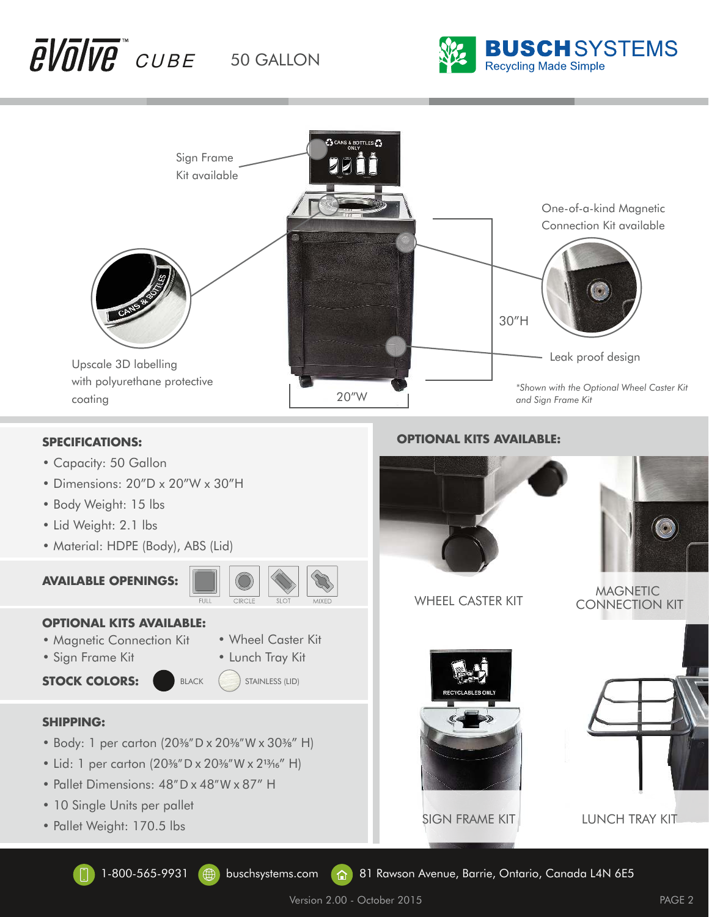# evolve™ CUBE 50 GALLON

BUSCH SYSTEMS
Recycling Made Simple

Sign Frame Kit available

One-of-a-kind Magnetic Connection Kit available

Upscale 3D labelling with polyurethane protective coating

30″H

Leak proof design

20″W

*Shown with the Optional Wheel Caster Kit and Sign Frame Kit*

## SPECIFICATIONS:

- Capacity: 50 Gallon
- Dimensions: 20″D x 20″W x 30″H
- Body Weight: 15 lbs
- Lid Weight: 2.1 lbs
- Material: HDPE (Body), ABS (Lid)

**AVAILABLE OPENINGS:** FULL, CIRCLE, SLOT, MIXED

## OPTIONAL KITS AVAILABLE:

- Magnetic Connection Kit
- Sign Frame Kit
- Wheel Caster Kit
- Lunch Tray Kit

**STOCK COLORS:** BLACK, STAINLESS (LID)

## SHIPPING:

- Body: 1 per carton (20⅜″D x 20⅜″W x 30⅜″ H)
- Lid: 1 per carton (20⅜″D x 20⅜″W x 2¹³⁄₁₆″ H)
- Pallet Dimensions: 48″D x 48″W x 87″ H
- 10 Single Units per pallet
- Pallet Weight: 170.5 lbs

## OPTIONAL KITS AVAILABLE:

WHEEL CASTER KIT

MAGNETIC CONNECTION KIT

SIGN FRAME KIT

LUNCH TRAY KIT

1-800-565-9931 buschsystems.com 81 Rawson Avenue, Barrie, Ontario, Canada L4N 6E5

Version 2.00 - October 2015